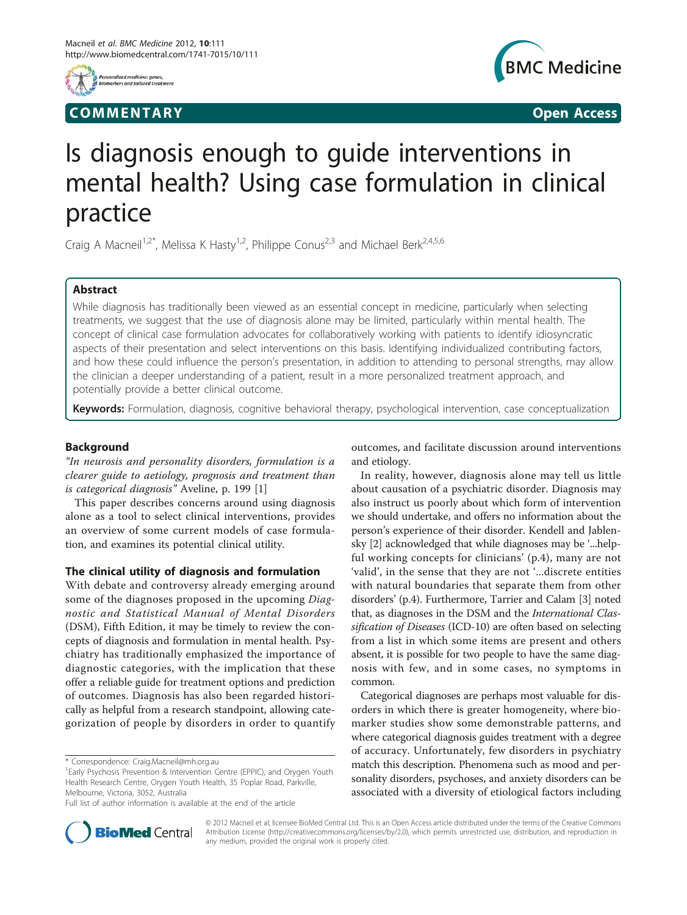COMMENTARY Open Access

# Is diagnosis enough to guide interventions in mental health? Using case formulation in clinical practice

Craig A Macneil[1,2*], Melissa K Hasty[1,2], Philippe Conus[2,3] and Michael Berk[2,4,5,6]

## Abstract

While diagnosis has traditionally been viewed as an essential concept in medicine, particularly when selecting treatments, we suggest that the use of diagnosis alone may be limited, particularly within mental health. The concept of clinical case formulation advocates for collaboratively working with patients to identify idiosyncratic aspects of their presentation and select interventions on this basis. Identifying individualized contributing factors, and how these could influence the person's presentation, in addition to attending to personal strengths, may allow the clinician a deeper understanding of a patient, result in a more personalized treatment approach, and potentially provide a better clinical outcome.

**Keywords:** Formulation, diagnosis, cognitive behavioral therapy, psychological intervention, case conceptualization

## Background

*"In neurosis and personality disorders, formulation is a clearer guide to aetiology, prognosis and treatment than is categorical diagnosis"* Aveline, p. 199 [1]

This paper describes concerns around using diagnosis alone as a tool to select clinical interventions, provides an overview of some current models of case formulation, and examines its potential clinical utility.

## The clinical utility of diagnosis and formulation

With debate and controversy already emerging around some of the diagnoses proposed in the upcoming *Diagnostic and Statistical Manual of Mental Disorders* (DSM), Fifth Edition, it may be timely to review the concepts of diagnosis and formulation in mental health. Psychiatry has traditionally emphasized the importance of diagnostic categories, with the implication that these offer a reliable guide for treatment options and prediction of outcomes. Diagnosis has also been regarded historically as helpful from a research standpoint, allowing categorization of people by disorders in order to quantify outcomes, and facilitate discussion around interventions and etiology.

In reality, however, diagnosis alone may tell us little about causation of a psychiatric disorder. Diagnosis may also instruct us poorly about which form of intervention we should undertake, and offers no information about the person's experience of their disorder. Kendell and Jablensky [2] acknowledged that while diagnoses may be '...helpful working concepts for clinicians' (p.4), many are not 'valid', in the sense that they are not '...discrete entities with natural boundaries that separate them from other disorders' (p.4). Furthermore, Tarrier and Calam [3] noted that, as diagnoses in the DSM and the *International Classification of Diseases* (ICD-10) are often based on selecting from a list in which some items are present and others absent, it is possible for two people to have the same diagnosis with few, and in some cases, no symptoms in common.

Categorical diagnoses are perhaps most valuable for disorders in which there is greater homogeneity, where biomarker studies show some demonstrable patterns, and where categorical diagnosis guides treatment with a degree of accuracy. Unfortunately, few disorders in psychiatry match this description. Phenomena such as mood and personality disorders, psychoses, and anxiety disorders can be associated with a diversity of etiological factors including

* Correspondence: Craig.Macneil@mh.org.au
[1]Early Psychosis Prevention & Intervention Centre (EPPIC), and Orygen Youth Health Research Centre, Orygen Youth Health, 35 Poplar Road, Parkville, Melbourne, Victoria, 3052, Australia
Full list of author information is available at the end of the article

© 2012 Macneil et al; licensee BioMed Central Ltd. This is an Open Access article distributed under the terms of the Creative Commons Attribution License (http://creativecommons.org/licenses/by/2.0), which permits unrestricted use, distribution, and reproduction in any medium, provided the original work is properly cited.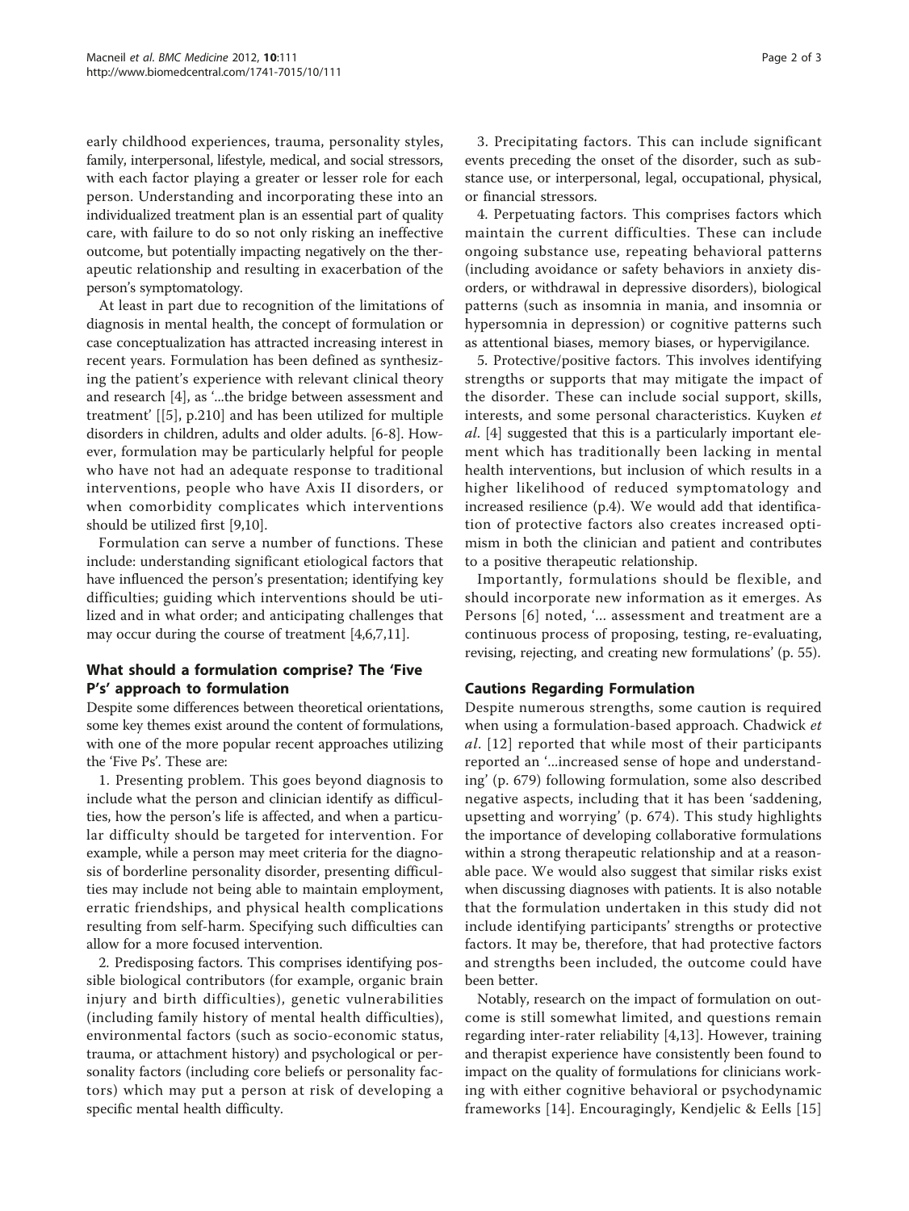early childhood experiences, trauma, personality styles, family, interpersonal, lifestyle, medical, and social stressors, with each factor playing a greater or lesser role for each person. Understanding and incorporating these into an individualized treatment plan is an essential part of quality care, with failure to do so not only risking an ineffective outcome, but potentially impacting negatively on the therapeutic relationship and resulting in exacerbation of the person's symptomatology.

At least in part due to recognition of the limitations of diagnosis in mental health, the concept of formulation or case conceptualization has attracted increasing interest in recent years. Formulation has been defined as synthesizing the patient's experience with relevant clinical theory and research [4], as '...the bridge between assessment and treatment' [[5], p.210] and has been utilized for multiple disorders in children, adults and older adults. [6-8]. However, formulation may be particularly helpful for people who have not had an adequate response to traditional interventions, people who have Axis II disorders, or when comorbidity complicates which interventions should be utilized first [9,10].

Formulation can serve a number of functions. These include: understanding significant etiological factors that have influenced the person's presentation; identifying key difficulties; guiding which interventions should be utilized and in what order; and anticipating challenges that may occur during the course of treatment [4,6,7,11].

## What should a formulation comprise? The 'Five P's' approach to formulation

Despite some differences between theoretical orientations, some key themes exist around the content of formulations, with one of the more popular recent approaches utilizing the 'Five Ps'. These are:

1. Presenting problem. This goes beyond diagnosis to include what the person and clinician identify as difficulties, how the person's life is affected, and when a particular difficulty should be targeted for intervention. For example, while a person may meet criteria for the diagnosis of borderline personality disorder, presenting difficulties may include not being able to maintain employment, erratic friendships, and physical health complications resulting from self-harm. Specifying such difficulties can allow for a more focused intervention.

2. Predisposing factors. This comprises identifying possible biological contributors (for example, organic brain injury and birth difficulties), genetic vulnerabilities (including family history of mental health difficulties), environmental factors (such as socio-economic status, trauma, or attachment history) and psychological or personality factors (including core beliefs or personality factors) which may put a person at risk of developing a specific mental health difficulty.

3. Precipitating factors. This can include significant events preceding the onset of the disorder, such as substance use, or interpersonal, legal, occupational, physical, or financial stressors.

4. Perpetuating factors. This comprises factors which maintain the current difficulties. These can include ongoing substance use, repeating behavioral patterns (including avoidance or safety behaviors in anxiety disorders, or withdrawal in depressive disorders), biological patterns (such as insomnia in mania, and insomnia or hypersomnia in depression) or cognitive patterns such as attentional biases, memory biases, or hypervigilance.

5. Protective/positive factors. This involves identifying strengths or supports that may mitigate the impact of the disorder. These can include social support, skills, interests, and some personal characteristics. Kuyken *et al*. [4] suggested that this is a particularly important element which has traditionally been lacking in mental health interventions, but inclusion of which results in a higher likelihood of reduced symptomatology and increased resilience (p.4). We would add that identification of protective factors also creates increased optimism in both the clinician and patient and contributes to a positive therapeutic relationship.

Importantly, formulations should be flexible, and should incorporate new information as it emerges. As Persons [6] noted, '... assessment and treatment are a continuous process of proposing, testing, re-evaluating, revising, rejecting, and creating new formulations' (p. 55).

## Cautions Regarding Formulation

Despite numerous strengths, some caution is required when using a formulation-based approach. Chadwick *et al*. [12] reported that while most of their participants reported an '...increased sense of hope and understanding' (p. 679) following formulation, some also described negative aspects, including that it has been 'saddening, upsetting and worrying' (p. 674). This study highlights the importance of developing collaborative formulations within a strong therapeutic relationship and at a reasonable pace. We would also suggest that similar risks exist when discussing diagnoses with patients. It is also notable that the formulation undertaken in this study did not include identifying participants' strengths or protective factors. It may be, therefore, that had protective factors and strengths been included, the outcome could have been better.

Notably, research on the impact of formulation on outcome is still somewhat limited, and questions remain regarding inter-rater reliability [4,13]. However, training and therapist experience have consistently been found to impact on the quality of formulations for clinicians working with either cognitive behavioral or psychodynamic frameworks [14]. Encouragingly, Kendjelic & Eells [15]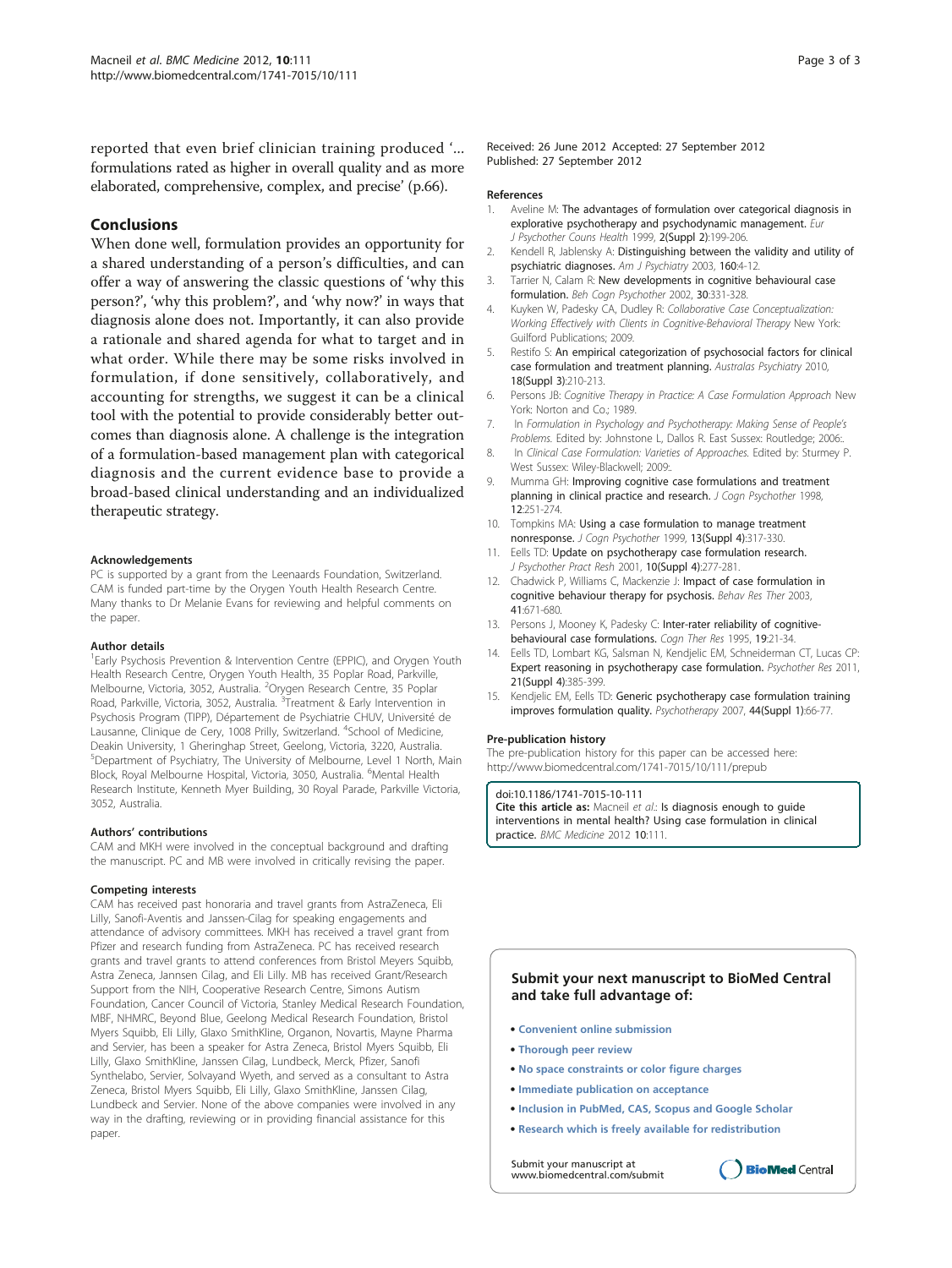reported that even brief clinician training produced '... formulations rated as higher in overall quality and as more elaborated, comprehensive, complex, and precise' (p.66).

## Conclusions

When done well, formulation provides an opportunity for a shared understanding of a person's difficulties, and can offer a way of answering the classic questions of 'why this person?', 'why this problem?', and 'why now?' in ways that diagnosis alone does not. Importantly, it can also provide a rationale and shared agenda for what to target and in what order. While there may be some risks involved in formulation, if done sensitively, collaboratively, and accounting for strengths, we suggest it can be a clinical tool with the potential to provide considerably better outcomes than diagnosis alone. A challenge is the integration of a formulation-based management plan with categorical diagnosis and the current evidence base to provide a broad-based clinical understanding and an individualized therapeutic strategy.

#### Acknowledgements

PC is supported by a grant from the Leenaards Foundation, Switzerland. CAM is funded part-time by the Orygen Youth Health Research Centre. Many thanks to Dr Melanie Evans for reviewing and helpful comments on the paper.

#### Author details

[1]Early Psychosis Prevention & Intervention Centre (EPPIC), and Orygen Youth Health Research Centre, Orygen Youth Health, 35 Poplar Road, Parkville, Melbourne, Victoria, 3052, Australia. [2]Orygen Research Centre, 35 Poplar Road, Parkville, Victoria, 3052, Australia. [3]Treatment & Early Intervention in Psychosis Program (TIPP), Département de Psychiatrie CHUV, Université de Lausanne, Clinique de Cery, 1008 Prilly, Switzerland. [4]School of Medicine, Deakin University, 1 Gheringhap Street, Geelong, Victoria, 3220, Australia. [5]Department of Psychiatry, The University of Melbourne, Level 1 North, Main Block, Royal Melbourne Hospital, Victoria, 3050, Australia. [6]Mental Health Research Institute, Kenneth Myer Building, 30 Royal Parade, Parkville Victoria, 3052, Australia.

#### Authors' contributions

CAM and MKH were involved in the conceptual background and drafting the manuscript. PC and MB were involved in critically revising the paper.

#### Competing interests

CAM has received past honoraria and travel grants from AstraZeneca, Eli Lilly, Sanofi-Aventis and Janssen-Cilag for speaking engagements and attendance of advisory committees. MKH has received a travel grant from Pfizer and research funding from AstraZeneca. PC has received research grants and travel grants to attend conferences from Bristol Meyers Squibb, Astra Zeneca, Jannsen Cilag, and Eli Lilly. MB has received Grant/Research Support from the NIH, Cooperative Research Centre, Simons Autism Foundation, Cancer Council of Victoria, Stanley Medical Research Foundation, MBF, NHMRC, Beyond Blue, Geelong Medical Research Foundation, Bristol Myers Squibb, Eli Lilly, Glaxo SmithKline, Organon, Novartis, Mayne Pharma and Servier, has been a speaker for Astra Zeneca, Bristol Myers Squibb, Eli Lilly, Glaxo SmithKline, Janssen Cilag, Lundbeck, Merck, Pfizer, Sanofi Synthelabo, Servier, Solvayand Wyeth, and served as a consultant to Astra Zeneca, Bristol Myers Squibb, Eli Lilly, Glaxo SmithKline, Janssen Cilag, Lundbeck and Servier. None of the above companies were involved in any way in the drafting, reviewing or in providing financial assistance for this paper.

Received: 26 June 2012 Accepted: 27 September 2012
Published: 27 September 2012

#### References

1. Aveline M: **The advantages of formulation over categorical diagnosis in explorative psychotherapy and psychodynamic management.** *Eur J Psychother Couns Health* 1999, **2(Suppl 2)**:199-206.
2. Kendell R, Jablensky A: **Distinguishing between the validity and utility of psychiatric diagnoses.** *Am J Psychiatry* 2003, **160**:4-12.
3. Tarrier N, Calam R: **New developments in cognitive behavioural case formulation.** *Beh Cogn Psychother* 2002, **30**:331-328.
4. Kuyken W, Padesky CA, Dudley R: *Collaborative Case Conceptualization: Working Effectively with Clients in Cognitive-Behavioral Therapy* New York: Guilford Publications; 2009.
5. Restifo S: **An empirical categorization of psychosocial factors for clinical case formulation and treatment planning.** *Australas Psychiatry* 2010, **18(Suppl 3)**:210-213.
6. Persons JB: *Cognitive Therapy in Practice: A Case Formulation Approach* New York: Norton and Co.; 1989.
7. In *Formulation in Psychology and Psychotherapy: Making Sense of People's Problems.* Edited by: Johnstone L, Dallos R. East Sussex: Routledge; 2006:.
8. In *Clinical Case Formulation: Varieties of Approaches.* Edited by: Sturmey P. West Sussex: Wiley-Blackwell; 2009:.
9. Mumma GH: **Improving cognitive case formulations and treatment planning in clinical practice and research.** *J Cogn Psychother* 1998, **12**:251-274.
10. Tompkins MA: **Using a case formulation to manage treatment nonresponse.** *J Cogn Psychother* 1999, **13(Suppl 4)**:317-330.
11. Eells TD: **Update on psychotherapy case formulation research.** *J Psychother Pract Resh* 2001, **10(Suppl 4)**:277-281.
12. Chadwick P, Williams C, Mackenzie J: **Impact of case formulation in cognitive behaviour therapy for psychosis.** *Behav Res Ther* 2003, **41**:671-680.
13. Persons J, Mooney K, Padesky C: **Inter-rater reliability of cognitive-behavioural case formulations.** *Cogn Ther Res* 1995, **19**:21-34.
14. Eells TD, Lombart KG, Salsman N, Kendjelic EM, Schneiderman CT, Lucas CP: **Expert reasoning in psychotherapy case formulation.** *Psychother Res* 2011, **21(Suppl 4)**:385-399.
15. Kendjelic EM, Eells TD: **Generic psychotherapy case formulation training improves formulation quality.** *Psychotherapy* 2007, **44(Suppl 1)**:66-77.

#### Pre-publication history

The pre-publication history for this paper can be accessed here: http://www.biomedcentral.com/1741-7015/10/111/prepub

doi:10.1186/1741-7015-10-111
**Cite this article as:** Macneil *et al.*: Is diagnosis enough to guide interventions in mental health? Using case formulation in clinical practice. *BMC Medicine* 2012 **10**:111.

**Submit your next manuscript to BioMed Central and take full advantage of:**

- Convenient online submission
- Thorough peer review
- No space constraints or color figure charges
- Immediate publication on acceptance
- Inclusion in PubMed, CAS, Scopus and Google Scholar
- Research which is freely available for redistribution

Submit your manuscript at www.biomedcentral.com/submit

BioMed Central